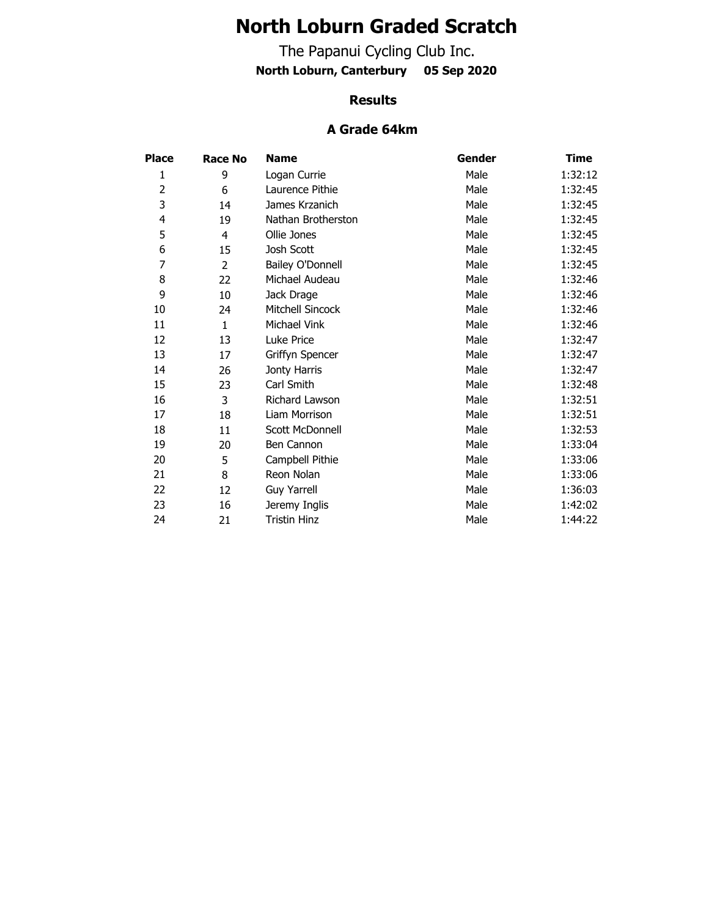# North Loburn Graded Scratch

The Papanui Cycling Club Inc.

**North Loburn, Canterbury 05 Sep 2020**

### Results

### A Grade 64km

| Place | Race No | Name | Gender | Time |
|---|---|---|---|---|
| 1 | 9 | Logan Currie | Male | 1:32:12 |
| 2 | 6 | Laurence Pithie | Male | 1:32:45 |
| 3 | 14 | James Krzanich | Male | 1:32:45 |
| 4 | 19 | Nathan Brotherston | Male | 1:32:45 |
| 5 | 4 | Ollie Jones | Male | 1:32:45 |
| 6 | 15 | Josh Scott | Male | 1:32:45 |
| 7 | 2 | Bailey O'Donnell | Male | 1:32:45 |
| 8 | 22 | Michael Audeau | Male | 1:32:46 |
| 9 | 10 | Jack Drage | Male | 1:32:46 |
| 10 | 24 | Mitchell Sincock | Male | 1:32:46 |
| 11 | 1 | Michael Vink | Male | 1:32:46 |
| 12 | 13 | Luke Price | Male | 1:32:47 |
| 13 | 17 | Griffyn Spencer | Male | 1:32:47 |
| 14 | 26 | Jonty Harris | Male | 1:32:47 |
| 15 | 23 | Carl Smith | Male | 1:32:48 |
| 16 | 3 | Richard Lawson | Male | 1:32:51 |
| 17 | 18 | Liam Morrison | Male | 1:32:51 |
| 18 | 11 | Scott McDonnell | Male | 1:32:53 |
| 19 | 20 | Ben Cannon | Male | 1:33:04 |
| 20 | 5 | Campbell Pithie | Male | 1:33:06 |
| 21 | 8 | Reon Nolan | Male | 1:33:06 |
| 22 | 12 | Guy Yarrell | Male | 1:36:03 |
| 23 | 16 | Jeremy Inglis | Male | 1:42:02 |
| 24 | 21 | Tristin Hinz | Male | 1:44:22 |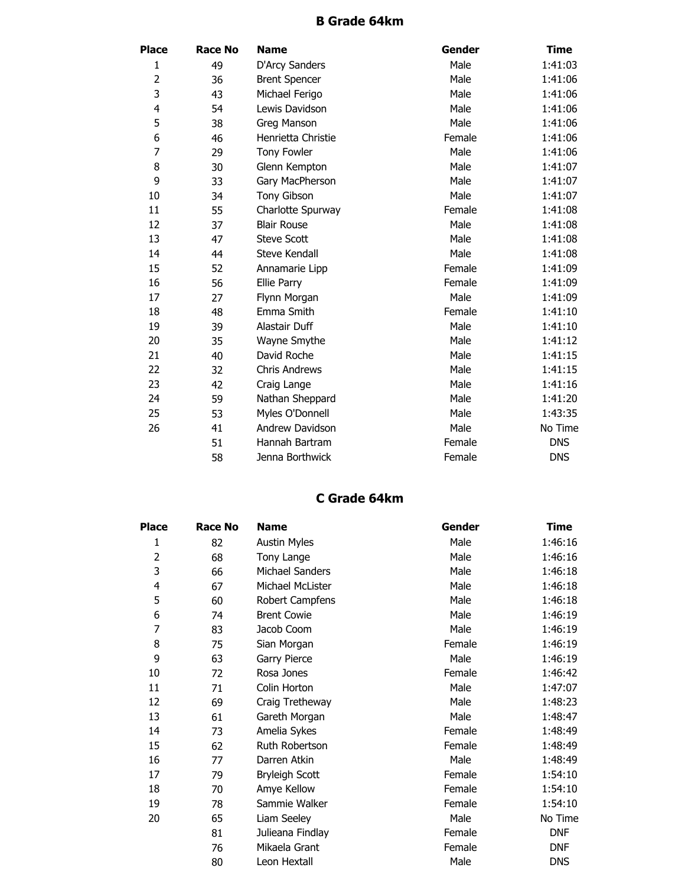## B Grade 64km

| Place | Race No | Name | Gender | Time |
|---|---|---|---|---|
| 1 | 49 | D'Arcy Sanders | Male | 1:41:03 |
| 2 | 36 | Brent Spencer | Male | 1:41:06 |
| 3 | 43 | Michael Ferigo | Male | 1:41:06 |
| 4 | 54 | Lewis Davidson | Male | 1:41:06 |
| 5 | 38 | Greg Manson | Male | 1:41:06 |
| 6 | 46 | Henrietta Christie | Female | 1:41:06 |
| 7 | 29 | Tony Fowler | Male | 1:41:06 |
| 8 | 30 | Glenn Kempton | Male | 1:41:07 |
| 9 | 33 | Gary MacPherson | Male | 1:41:07 |
| 10 | 34 | Tony Gibson | Male | 1:41:07 |
| 11 | 55 | Charlotte Spurway | Female | 1:41:08 |
| 12 | 37 | Blair Rouse | Male | 1:41:08 |
| 13 | 47 | Steve Scott | Male | 1:41:08 |
| 14 | 44 | Steve Kendall | Male | 1:41:08 |
| 15 | 52 | Annamarie Lipp | Female | 1:41:09 |
| 16 | 56 | Ellie Parry | Female | 1:41:09 |
| 17 | 27 | Flynn Morgan | Male | 1:41:09 |
| 18 | 48 | Emma Smith | Female | 1:41:10 |
| 19 | 39 | Alastair Duff | Male | 1:41:10 |
| 20 | 35 | Wayne Smythe | Male | 1:41:12 |
| 21 | 40 | David Roche | Male | 1:41:15 |
| 22 | 32 | Chris Andrews | Male | 1:41:15 |
| 23 | 42 | Craig Lange | Male | 1:41:16 |
| 24 | 59 | Nathan Sheppard | Male | 1:41:20 |
| 25 | 53 | Myles O'Donnell | Male | 1:43:35 |
| 26 | 41 | Andrew Davidson | Male | No Time |
| | 51 | Hannah Bartram | Female | DNS |
| | 58 | Jenna Borthwick | Female | DNS |

## C Grade 64km

| Place | Race No | Name | Gender | Time |
|---|---|---|---|---|
| 1 | 82 | Austin Myles | Male | 1:46:16 |
| 2 | 68 | Tony Lange | Male | 1:46:16 |
| 3 | 66 | Michael Sanders | Male | 1:46:18 |
| 4 | 67 | Michael McLister | Male | 1:46:18 |
| 5 | 60 | Robert Campfens | Male | 1:46:18 |
| 6 | 74 | Brent Cowie | Male | 1:46:19 |
| 7 | 83 | Jacob Coom | Male | 1:46:19 |
| 8 | 75 | Sian Morgan | Female | 1:46:19 |
| 9 | 63 | Garry Pierce | Male | 1:46:19 |
| 10 | 72 | Rosa Jones | Female | 1:46:42 |
| 11 | 71 | Colin Horton | Male | 1:47:07 |
| 12 | 69 | Craig Tretheway | Male | 1:48:23 |
| 13 | 61 | Gareth Morgan | Male | 1:48:47 |
| 14 | 73 | Amelia Sykes | Female | 1:48:49 |
| 15 | 62 | Ruth Robertson | Female | 1:48:49 |
| 16 | 77 | Darren Atkin | Male | 1:48:49 |
| 17 | 79 | Bryleigh Scott | Female | 1:54:10 |
| 18 | 70 | Amye Kellow | Female | 1:54:10 |
| 19 | 78 | Sammie Walker | Female | 1:54:10 |
| 20 | 65 | Liam Seeley | Male | No Time |
| | 81 | Julieana Findlay | Female | DNF |
| | 76 | Mikaela Grant | Female | DNF |
| | 80 | Leon Hextall | Male | DNS |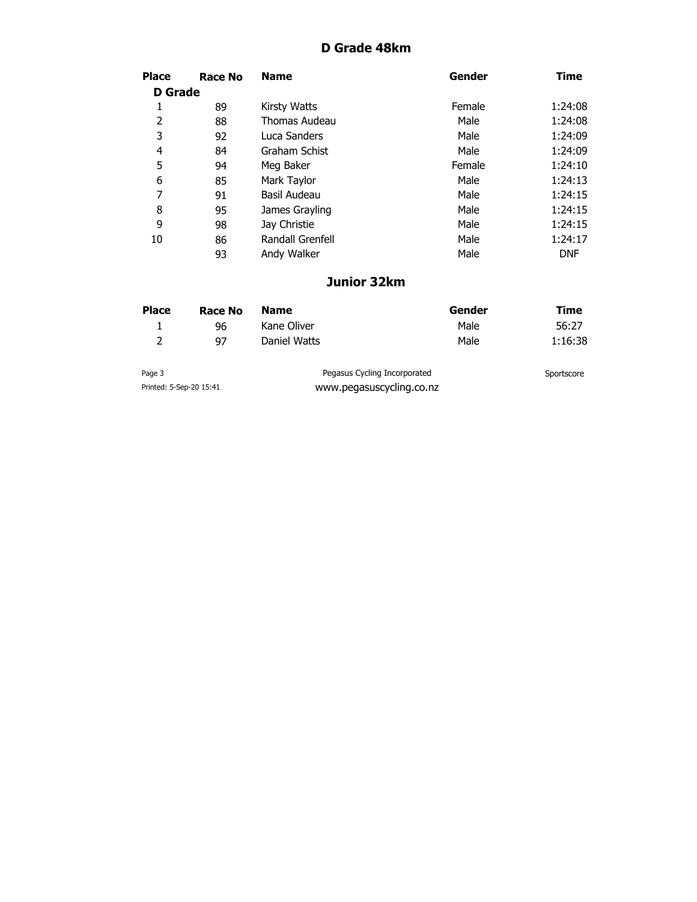## D Grade 48km

| Place | Race No | Name | Gender | Time |
|---|---|---|---|---|
| **D Grade** | | | | |
| 1 | 89 | Kirsty Watts | Female | 1:24:08 |
| 2 | 88 | Thomas Audeau | Male | 1:24:08 |
| 3 | 92 | Luca Sanders | Male | 1:24:09 |
| 4 | 84 | Graham Schist | Male | 1:24:09 |
| 5 | 94 | Meg Baker | Female | 1:24:10 |
| 6 | 85 | Mark Taylor | Male | 1:24:13 |
| 7 | 91 | Basil Audeau | Male | 1:24:15 |
| 8 | 95 | James Grayling | Male | 1:24:15 |
| 9 | 98 | Jay Christie | Male | 1:24:15 |
| 10 | 86 | Randall Grenfell | Male | 1:24:17 |
| | 93 | Andy Walker | Male | DNF |

## Junior 32km

| Place | Race No | Name | Gender | Time |
|---|---|---|---|---|
| 1 | 96 | Kane Oliver | Male | 56:27 |
| 2 | 97 | Daniel Watts | Male | 1:16:38 |

Printed: 5-Sep-20 15:41

Pegasus Cycling Incorporated

www.pegasuscycling.co.nz

Sportscore